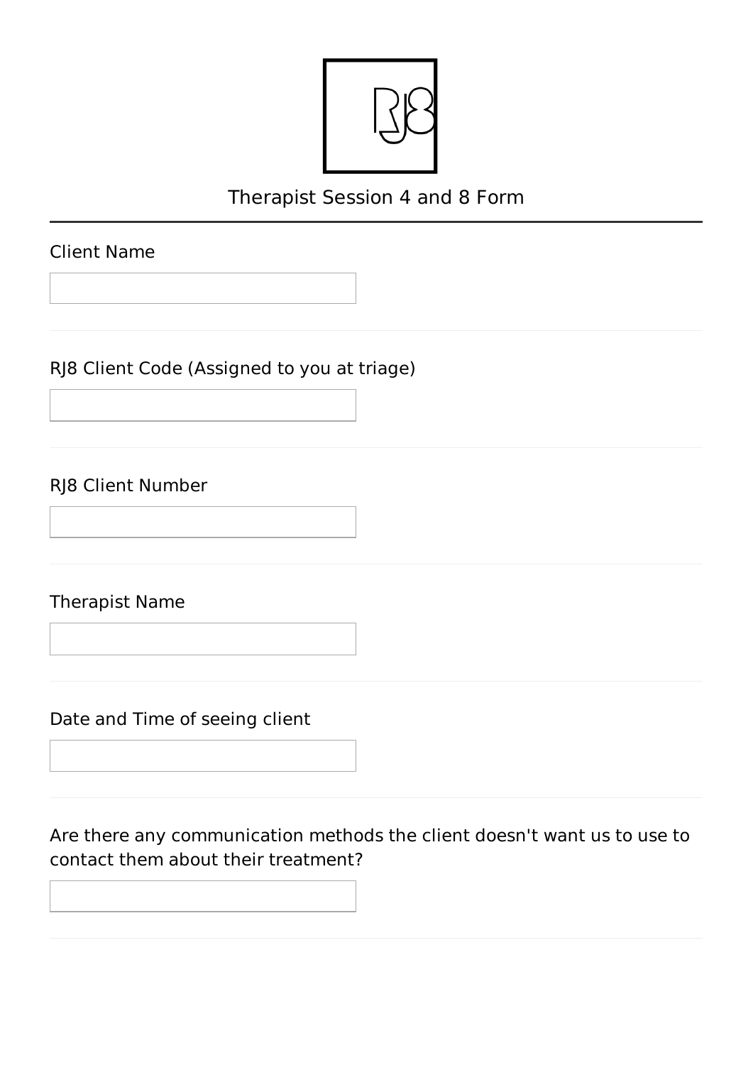# Therapist Session 4 and 8 Form

Client Name

RJ8 Client Code (Assigned to you at triage)

RJ8 Client Number

Therapist Name

Date and Time of seeing client

Are there any communication methods the client doesn't want us to use to contact them about their treatment?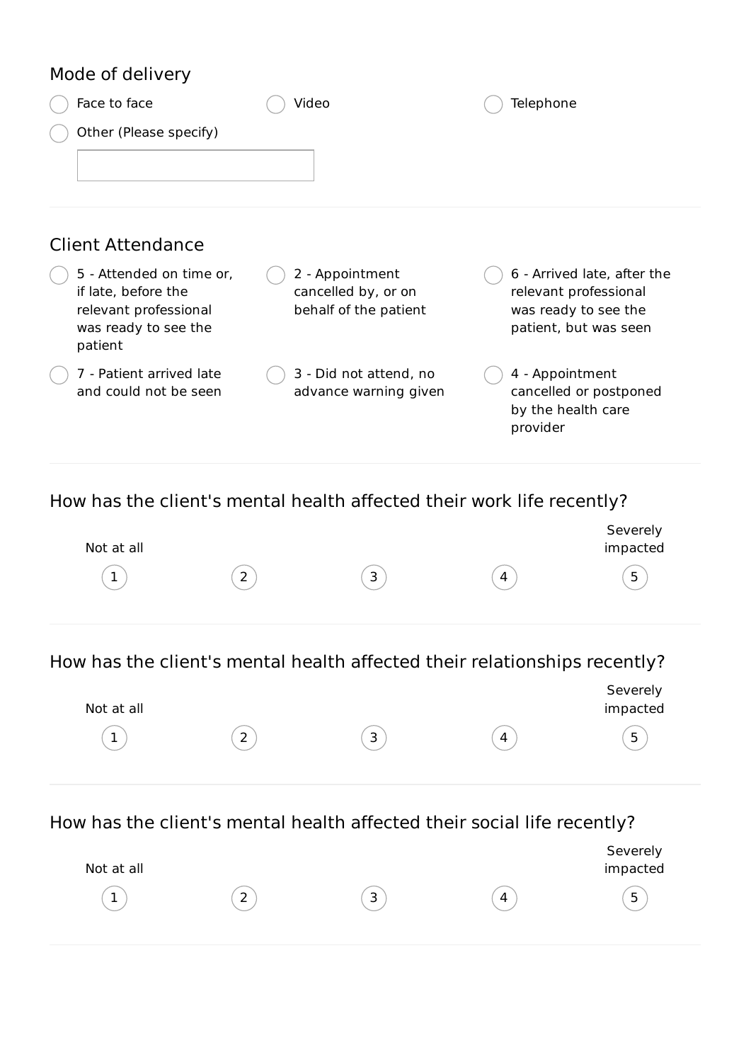## Mode of delivery

- ○ Face to face
- ○ Video
- ○ Telephone
- ○ Other (Please specify)

______________________

## Client Attendance

- ○ 5 - Attended on time or, if late, before the relevant professional was ready to see the patient
- ○ 2 - Appointment cancelled by, or on behalf of the patient
- ○ 6 - Arrived late, after the relevant professional was ready to see the patient, but was seen
- ○ 7 - Patient arrived late and could not be seen
- ○ 3 - Did not attend, no advance warning given
- ○ 4 - Appointment cancelled or postponed by the health care provider

## How has the client's mental health affected their work life recently?

| Not at all | | | | Severely impacted |
|---|---|---|---|---|
| 1 | 2 | 3 | 4 | 5 |

## How has the client's mental health affected their relationships recently?

| Not at all | | | | Severely impacted |
|---|---|---|---|---|
| 1 | 2 | 3 | 4 | 5 |

## How has the client's mental health affected their social life recently?

| Not at all | | | | Severely impacted |
|---|---|---|---|---|
| 1 | 2 | 3 | 4 | 5 |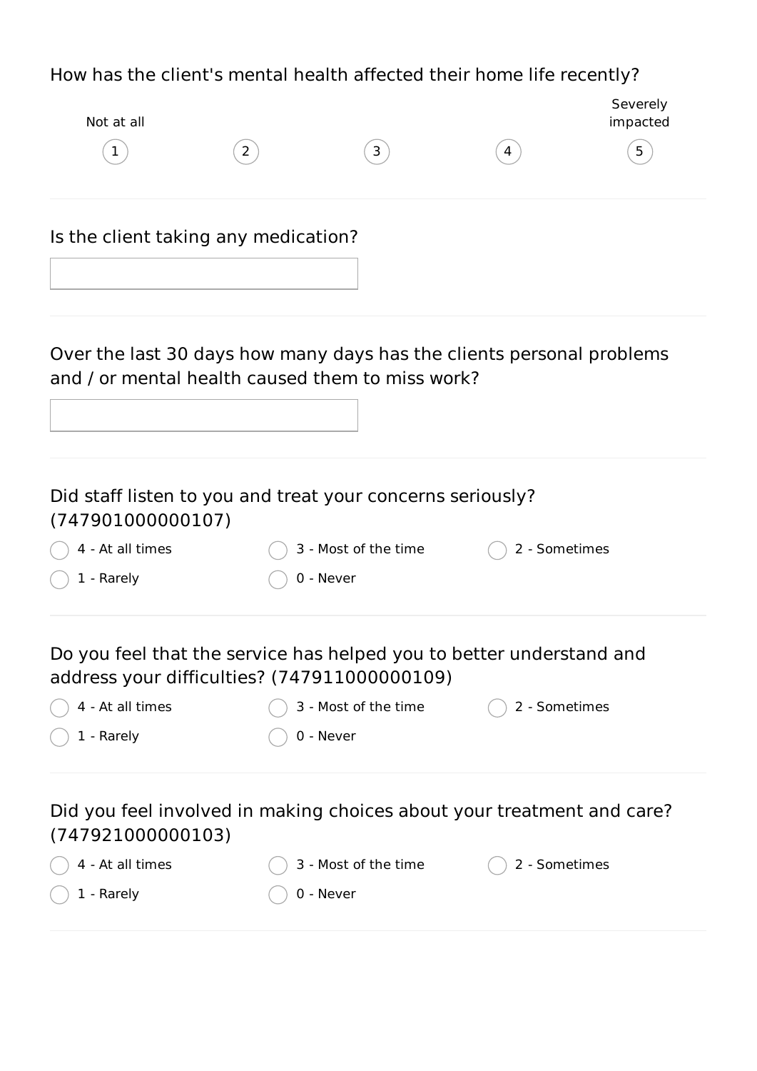How has the client's mental health affected their home life recently?

| Not at all | | | | Severely impacted |
|---|---|---|---|---|
| 1 | 2 | 3 | 4 | 5 |

---

Is the client taking any medication?

\_\_\_\_\_\_\_\_\_\_\_\_\_\_\_\_\_\_\_\_

---

Over the last 30 days how many days has the clients personal problems and / or mental health caused them to miss work?

\_\_\_\_\_\_\_\_\_\_\_\_\_\_\_\_\_\_\_\_

---

Did staff listen to you and treat your concerns seriously? (747901000000107)

- ○ 4 - At all times
- ○ 3 - Most of the time
- ○ 2 - Sometimes
- ○ 1 - Rarely
- ○ 0 - Never

---

Do you feel that the service has helped you to better understand and address your difficulties? (747911000000109)

- ○ 4 - At all times
- ○ 3 - Most of the time
- ○ 2 - Sometimes
- ○ 1 - Rarely
- ○ 0 - Never

---

Did you feel involved in making choices about your treatment and care? (747921000000103)

- ○ 4 - At all times
- ○ 3 - Most of the time
- ○ 2 - Sometimes
- ○ 1 - Rarely
- ○ 0 - Never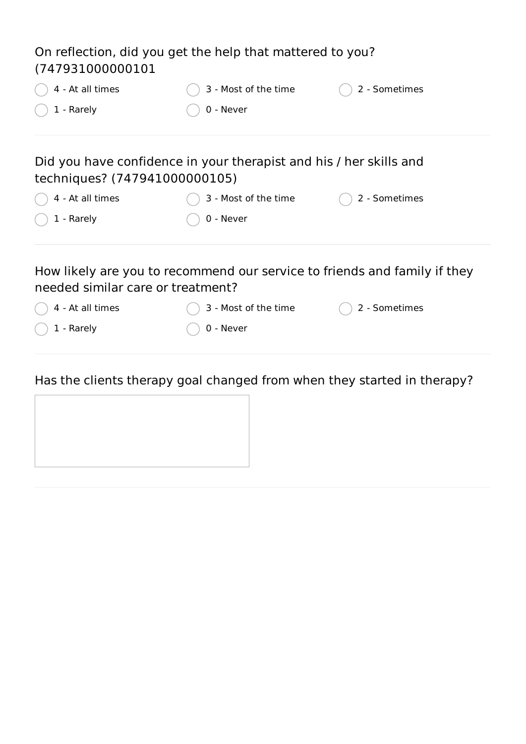On reflection, did you get the help that mattered to you? (747931000000101

- ◯ 4 - At all times
- ◯ 3 - Most of the time
- ◯ 2 - Sometimes
- ◯ 1 - Rarely
- ◯ 0 - Never

Did you have confidence in your therapist and his / her skills and techniques? (747941000000105)

- ◯ 4 - At all times
- ◯ 3 - Most of the time
- ◯ 2 - Sometimes
- ◯ 1 - Rarely
- ◯ 0 - Never

How likely are you to recommend our service to friends and family if they needed similar care or treatment?

- ◯ 4 - At all times
- ◯ 3 - Most of the time
- ◯ 2 - Sometimes
- ◯ 1 - Rarely
- ◯ 0 - Never

Has the clients therapy goal changed from when they started in therapy?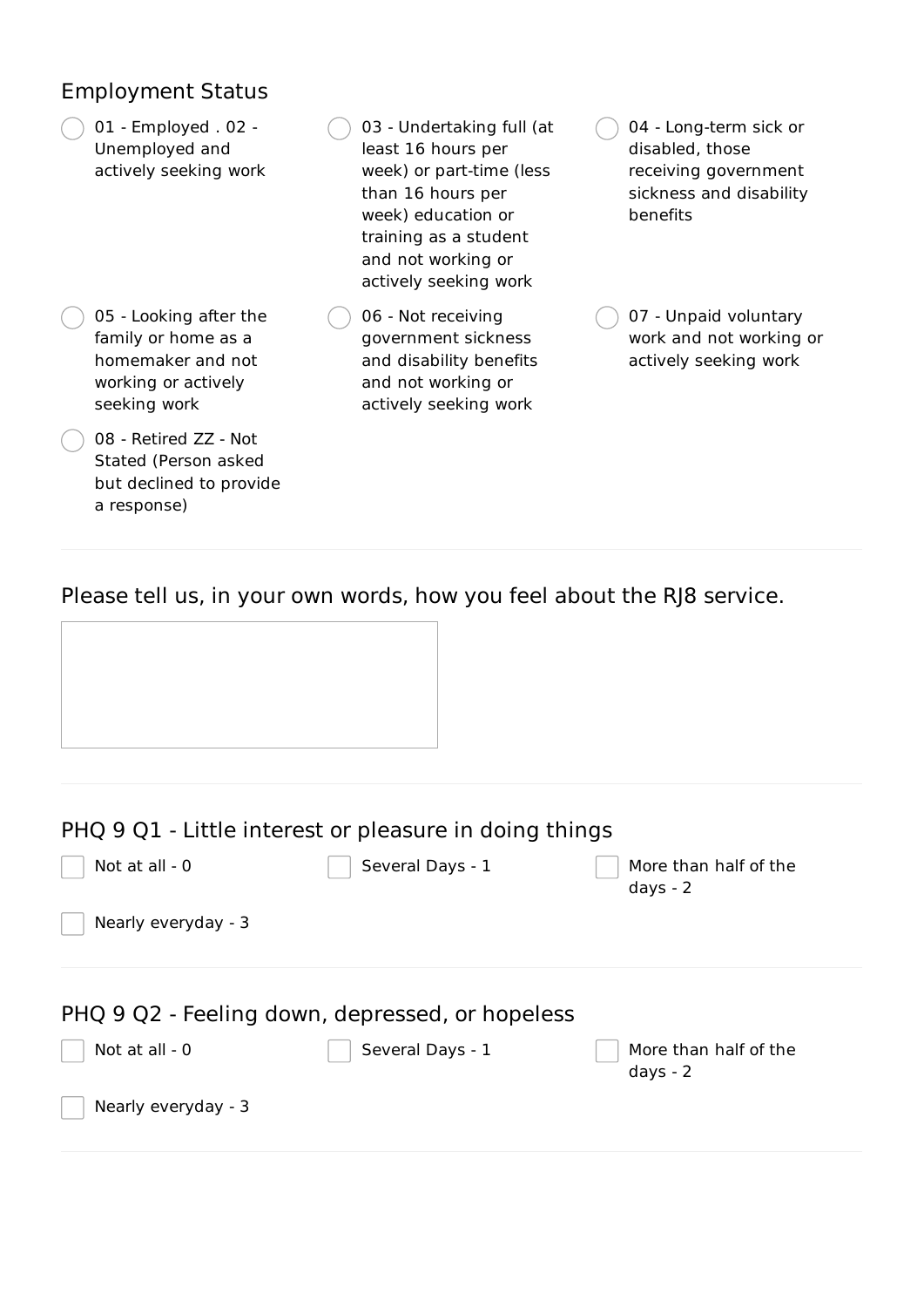## Employment Status

- ○ 01 - Employed . 02 - Unemployed and actively seeking work
- ○ 03 - Undertaking full (at least 16 hours per week) or part-time (less than 16 hours per week) education or training as a student and not working or actively seeking work
- ○ 04 - Long-term sick or disabled, those receiving government sickness and disability benefits
- ○ 05 - Looking after the family or home as a homemaker and not working or actively seeking work
- ○ 06 - Not receiving government sickness and disability benefits and not working or actively seeking work
- ○ 07 - Unpaid voluntary work and not working or actively seeking work
- ○ 08 - Retired ZZ - Not Stated (Person asked but declined to provide a response)

---

## Please tell us, in your own words, how you feel about the RJ8 service.

---

## PHQ 9 Q1 - Little interest or pleasure in doing things

- ☐ Not at all - 0
- ☐ Several Days - 1
- ☐ More than half of the days - 2
- ☐ Nearly everyday - 3

---

## PHQ 9 Q2 - Feeling down, depressed, or hopeless

- ☐ Not at all - 0
- ☐ Several Days - 1
- ☐ More than half of the days - 2
- ☐ Nearly everyday - 3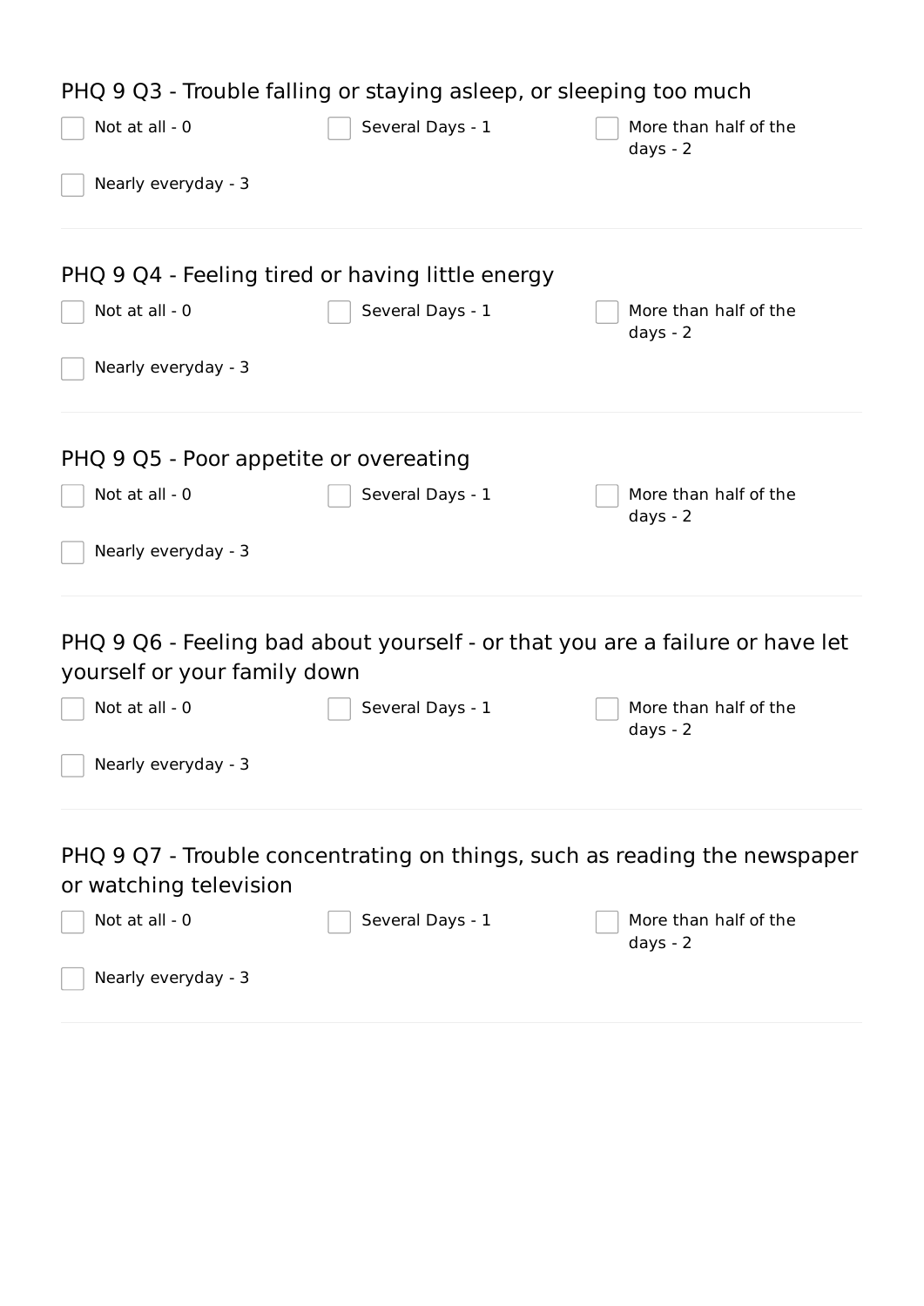PHQ 9 Q3 - Trouble falling or staying asleep, or sleeping too much

- [ ] Not at all - 0
- [ ] Several Days - 1
- [ ] More than half of the days - 2
- [ ] Nearly everyday - 3

---

PHQ 9 Q4 - Feeling tired or having little energy

- [ ] Not at all - 0
- [ ] Several Days - 1
- [ ] More than half of the days - 2
- [ ] Nearly everyday - 3

---

PHQ 9 Q5 - Poor appetite or overeating

- [ ] Not at all - 0
- [ ] Several Days - 1
- [ ] More than half of the days - 2
- [ ] Nearly everyday - 3

---

PHQ 9 Q6 - Feeling bad about yourself - or that you are a failure or have let yourself or your family down

- [ ] Not at all - 0
- [ ] Several Days - 1
- [ ] More than half of the days - 2
- [ ] Nearly everyday - 3

---

PHQ 9 Q7 - Trouble concentrating on things, such as reading the newspaper or watching television

- [ ] Not at all - 0
- [ ] Several Days - 1
- [ ] More than half of the days - 2
- [ ] Nearly everyday - 3

---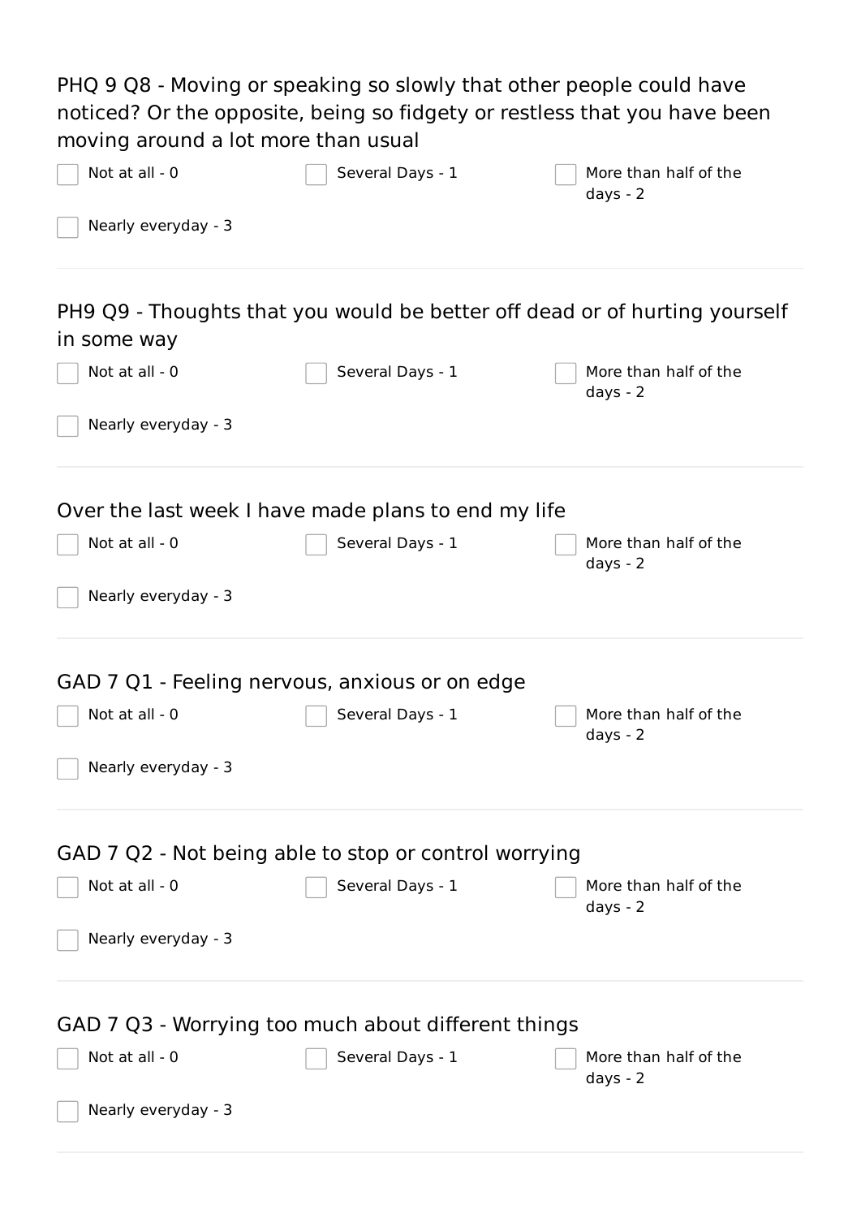PHQ 9 Q8 - Moving or speaking so slowly that other people could have noticed? Or the opposite, being so fidgety or restless that you have been moving around a lot more than usual

- [ ] Not at all - 0
- [ ] Several Days - 1
- [ ] More than half of the days - 2
- [ ] Nearly everyday - 3

---

PH9 Q9 - Thoughts that you would be better off dead or of hurting yourself in some way

- [ ] Not at all - 0
- [ ] Several Days - 1
- [ ] More than half of the days - 2
- [ ] Nearly everyday - 3

---

Over the last week I have made plans to end my life

- [ ] Not at all - 0
- [ ] Several Days - 1
- [ ] More than half of the days - 2
- [ ] Nearly everyday - 3

---

GAD 7 Q1 - Feeling nervous, anxious or on edge

- [ ] Not at all - 0
- [ ] Several Days - 1
- [ ] More than half of the days - 2
- [ ] Nearly everyday - 3

---

GAD 7 Q2 - Not being able to stop or control worrying

- [ ] Not at all - 0
- [ ] Several Days - 1
- [ ] More than half of the days - 2
- [ ] Nearly everyday - 3

---

GAD 7 Q3 - Worrying too much about different things

- [ ] Not at all - 0
- [ ] Several Days - 1
- [ ] More than half of the days - 2
- [ ] Nearly everyday - 3

---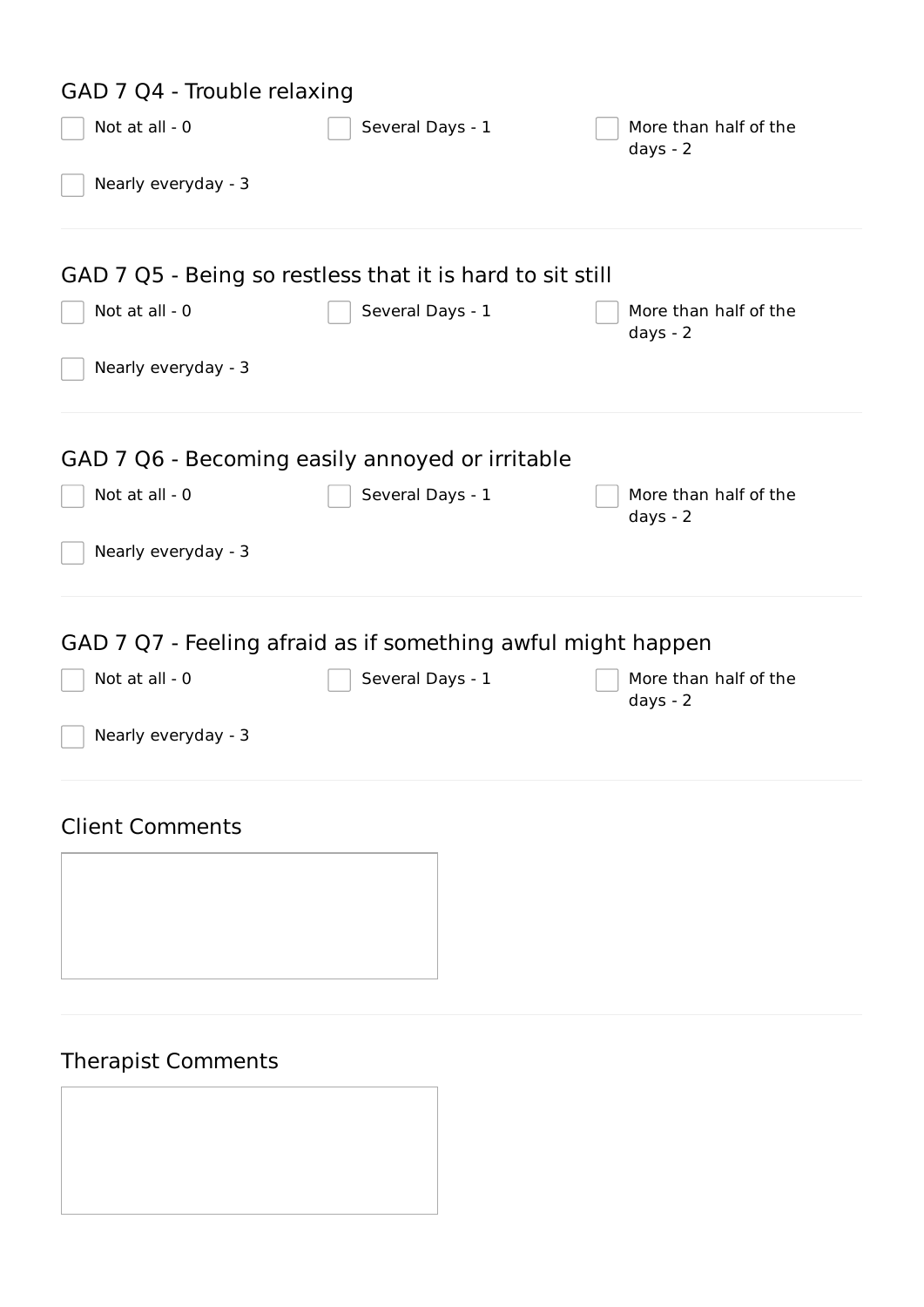## GAD 7 Q4 - Trouble relaxing

- [ ] Not at all - 0
- [ ] Several Days - 1
- [ ] More than half of the days - 2
- [ ] Nearly everyday - 3

---

## GAD 7 Q5 - Being so restless that it is hard to sit still

- [ ] Not at all - 0
- [ ] Several Days - 1
- [ ] More than half of the days - 2
- [ ] Nearly everyday - 3

---

## GAD 7 Q6 - Becoming easily annoyed or irritable

- [ ] Not at all - 0
- [ ] Several Days - 1
- [ ] More than half of the days - 2
- [ ] Nearly everyday - 3

---

## GAD 7 Q7 - Feeling afraid as if something awful might happen

- [ ] Not at all - 0
- [ ] Several Days - 1
- [ ] More than half of the days - 2
- [ ] Nearly everyday - 3

---

## Client Comments

---

## Therapist Comments